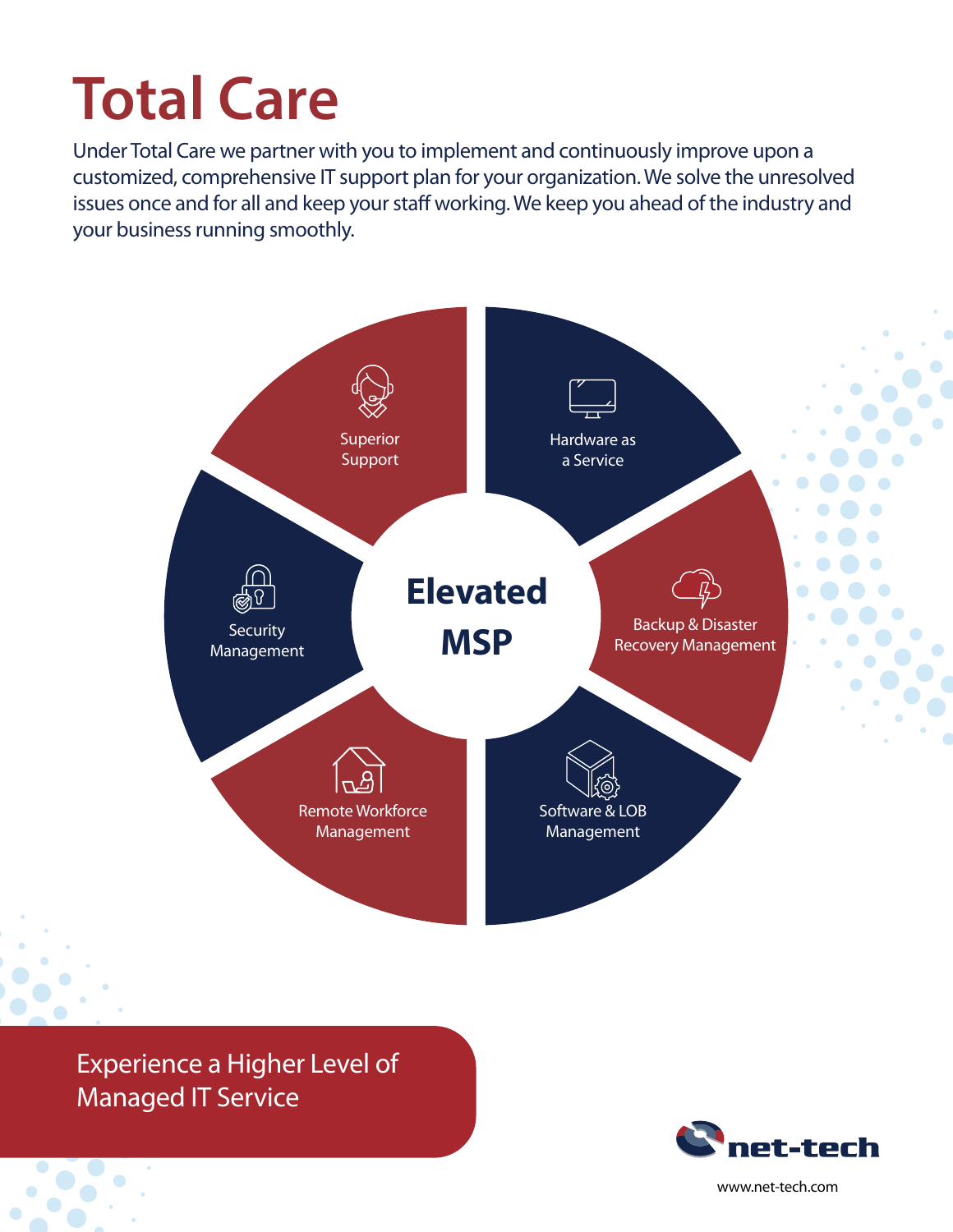# Total Care

Under Total Care we partner with you to implement and continuously improve upon a customized, comprehensive IT support plan for your organization. We solve the unresolved issues once and for all and keep your staff working. We keep you ahead of the industry and your business running smoothly.

## Elevated MSP

- Superior Support
- Hardware as a Service
- Backup & Disaster Recovery Management
- Software & LOB Management
- Remote Workforce Management
- Security Management

Experience a Higher Level of Managed IT Service

net-tech

www.net-tech.com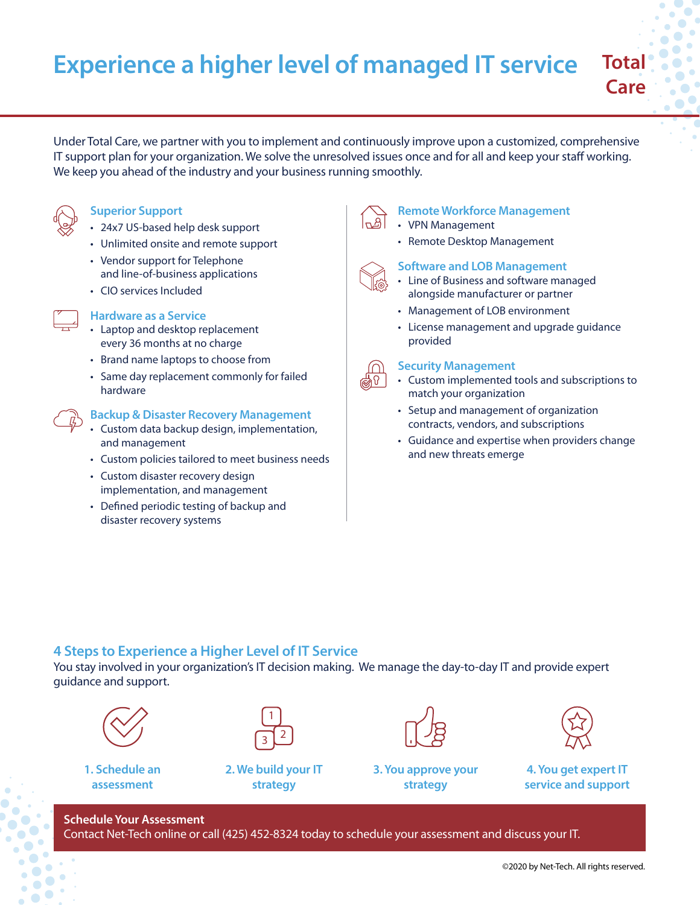# Experience a higher level of managed IT service

**Total Care**

Under Total Care, we partner with you to implement and continuously improve upon a customized, comprehensive IT support plan for your organization. We solve the unresolved issues once and for all and keep your staff working. We keep you ahead of the industry and your business running smoothly.

### Superior Support

- 24x7 US-based help desk support
- Unlimited onsite and remote support
- Vendor support for Telephone and line-of-business applications
- CIO services Included

### Hardware as a Service

- Laptop and desktop replacement every 36 months at no charge
- Brand name laptops to choose from
- Same day replacement commonly for failed hardware

### Backup & Disaster Recovery Management

- Custom data backup design, implementation, and management
- Custom policies tailored to meet business needs
- Custom disaster recovery design implementation, and management
- Defined periodic testing of backup and disaster recovery systems

### Remote Workforce Management

- VPN Management
- Remote Desktop Management

### Software and LOB Management

- Line of Business and software managed alongside manufacturer or partner
- Management of LOB environment
- License management and upgrade guidance provided

### Security Management

- Custom implemented tools and subscriptions to match your organization
- Setup and management of organization contracts, vendors, and subscriptions
- Guidance and expertise when providers change and new threats emerge

## 4 Steps to Experience a Higher Level of IT Service

You stay involved in your organization's IT decision making. We manage the day-to-day IT and provide expert guidance and support.

1. Schedule an assessment
2. We build your IT strategy
3. You approve your strategy
4. You get expert IT service and support

**Schedule Your Assessment**

Contact Net-Tech online or call (425) 452-8324 today to schedule your assessment and discuss your IT.

©2020 by Net-Tech. All rights reserved.